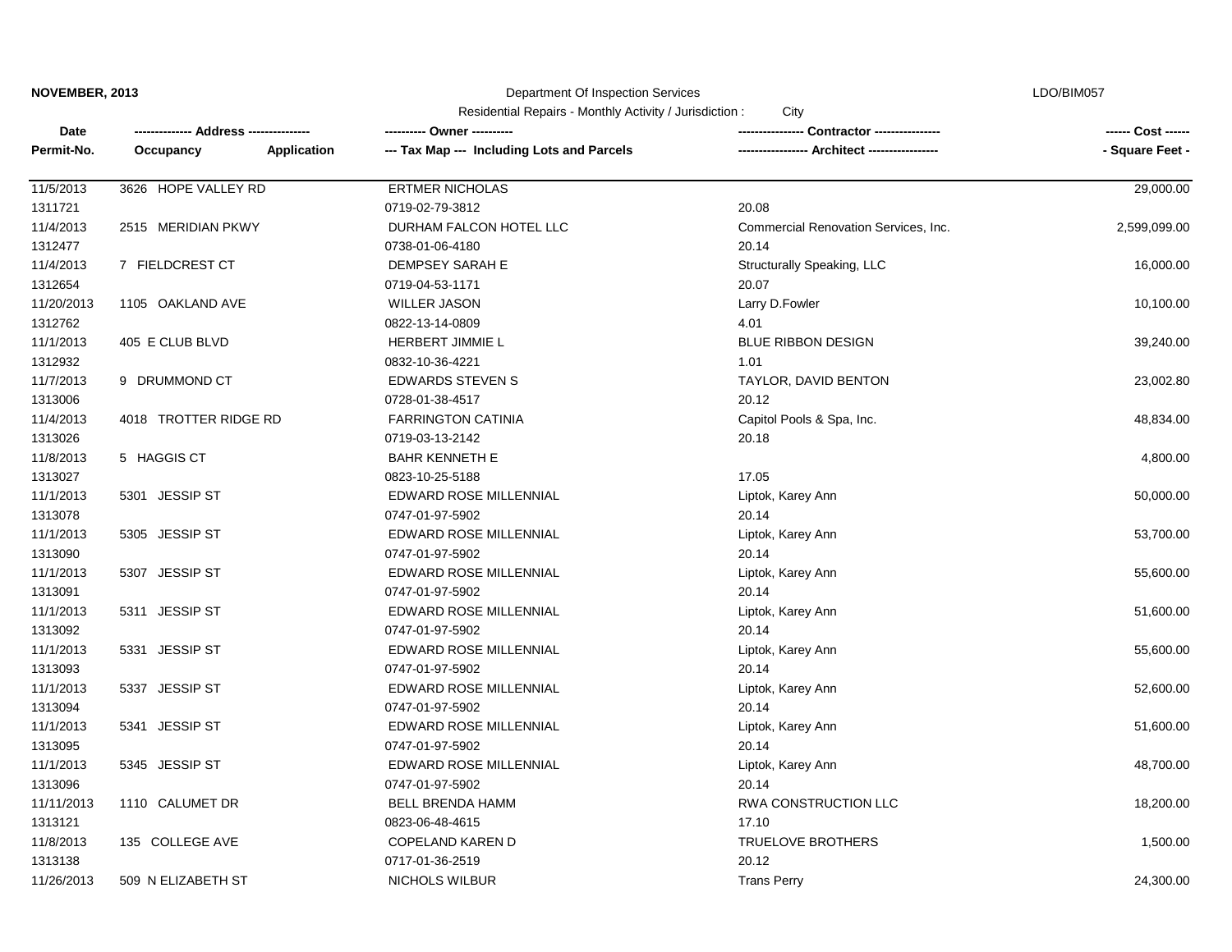**NOVEMBER, 2013**

Department Of Inspection Services

LDO/BIM057

Residential Repairs - Monthly Activity / Jurisdiction : City

| Date<br>Permit-No. | ------------- Address -------------<br>Occupancy Application | ---------- Owner ----------<br>--- Tax Map --- Including Lots and Parcels | --------------- Contractor ---------------<br>---------------- Architect ---------------- | ------ Cost ------<br>- Square Feet - |
|---|---|---|---|---|
| 11/5/2013<br>1311721 | 3626 HOPE VALLEY RD | ERTMER NICHOLAS<br>0719-02-79-3812 | <br>20.08 | 29,000.00 |
| 11/4/2013<br>1312477 | 2515 MERIDIAN PKWY | DURHAM FALCON HOTEL LLC<br>0738-01-06-4180 | Commercial Renovation Services, Inc.<br>20.14 | 2,599,099.00 |
| 11/4/2013<br>1312654 | 7 FIELDCREST CT | DEMPSEY SARAH E<br>0719-04-53-1171 | Structurally Speaking, LLC<br>20.07 | 16,000.00 |
| 11/20/2013<br>1312762 | 1105 OAKLAND AVE | WILLER JASON<br>0822-13-14-0809 | Larry D.Fowler<br>4.01 | 10,100.00 |
| 11/1/2013<br>1312932 | 405 E CLUB BLVD | HERBERT JIMMIE L<br>0832-10-36-4221 | BLUE RIBBON DESIGN<br>1.01 | 39,240.00 |
| 11/7/2013<br>1313006 | 9 DRUMMOND CT | EDWARDS STEVEN S<br>0728-01-38-4517 | TAYLOR, DAVID BENTON<br>20.12 | 23,002.80 |
| 11/4/2013<br>1313026 | 4018 TROTTER RIDGE RD | FARRINGTON CATINIA<br>0719-03-13-2142 | Capitol Pools & Spa, Inc.<br>20.18 | 48,834.00 |
| 11/8/2013<br>1313027 | 5 HAGGIS CT | BAHR KENNETH E<br>0823-10-25-5188 | <br>17.05 | 4,800.00 |
| 11/1/2013<br>1313078 | 5301 JESSIP ST | EDWARD ROSE MILLENNIAL<br>0747-01-97-5902 | Liptok, Karey Ann<br>20.14 | 50,000.00 |
| 11/1/2013<br>1313090 | 5305 JESSIP ST | EDWARD ROSE MILLENNIAL<br>0747-01-97-5902 | Liptok, Karey Ann<br>20.14 | 53,700.00 |
| 11/1/2013<br>1313091 | 5307 JESSIP ST | EDWARD ROSE MILLENNIAL<br>0747-01-97-5902 | Liptok, Karey Ann<br>20.14 | 55,600.00 |
| 11/1/2013<br>1313092 | 5311 JESSIP ST | EDWARD ROSE MILLENNIAL<br>0747-01-97-5902 | Liptok, Karey Ann<br>20.14 | 51,600.00 |
| 11/1/2013<br>1313093 | 5331 JESSIP ST | EDWARD ROSE MILLENNIAL<br>0747-01-97-5902 | Liptok, Karey Ann<br>20.14 | 55,600.00 |
| 11/1/2013<br>1313094 | 5337 JESSIP ST | EDWARD ROSE MILLENNIAL<br>0747-01-97-5902 | Liptok, Karey Ann<br>20.14 | 52,600.00 |
| 11/1/2013<br>1313095 | 5341 JESSIP ST | EDWARD ROSE MILLENNIAL<br>0747-01-97-5902 | Liptok, Karey Ann<br>20.14 | 51,600.00 |
| 11/1/2013<br>1313096 | 5345 JESSIP ST | EDWARD ROSE MILLENNIAL<br>0747-01-97-5902 | Liptok, Karey Ann<br>20.14 | 48,700.00 |
| 11/11/2013<br>1313121 | 1110 CALUMET DR | BELL BRENDA HAMM<br>0823-06-48-4615 | RWA CONSTRUCTION LLC<br>17.10 | 18,200.00 |
| 11/8/2013<br>1313138 | 135 COLLEGE AVE | COPELAND KAREN D<br>0717-01-36-2519 | TRUELOVE BROTHERS<br>20.12 | 1,500.00 |
| 11/26/2013 | 509 N ELIZABETH ST | NICHOLS WILBUR | Trans Perry | 24,300.00 |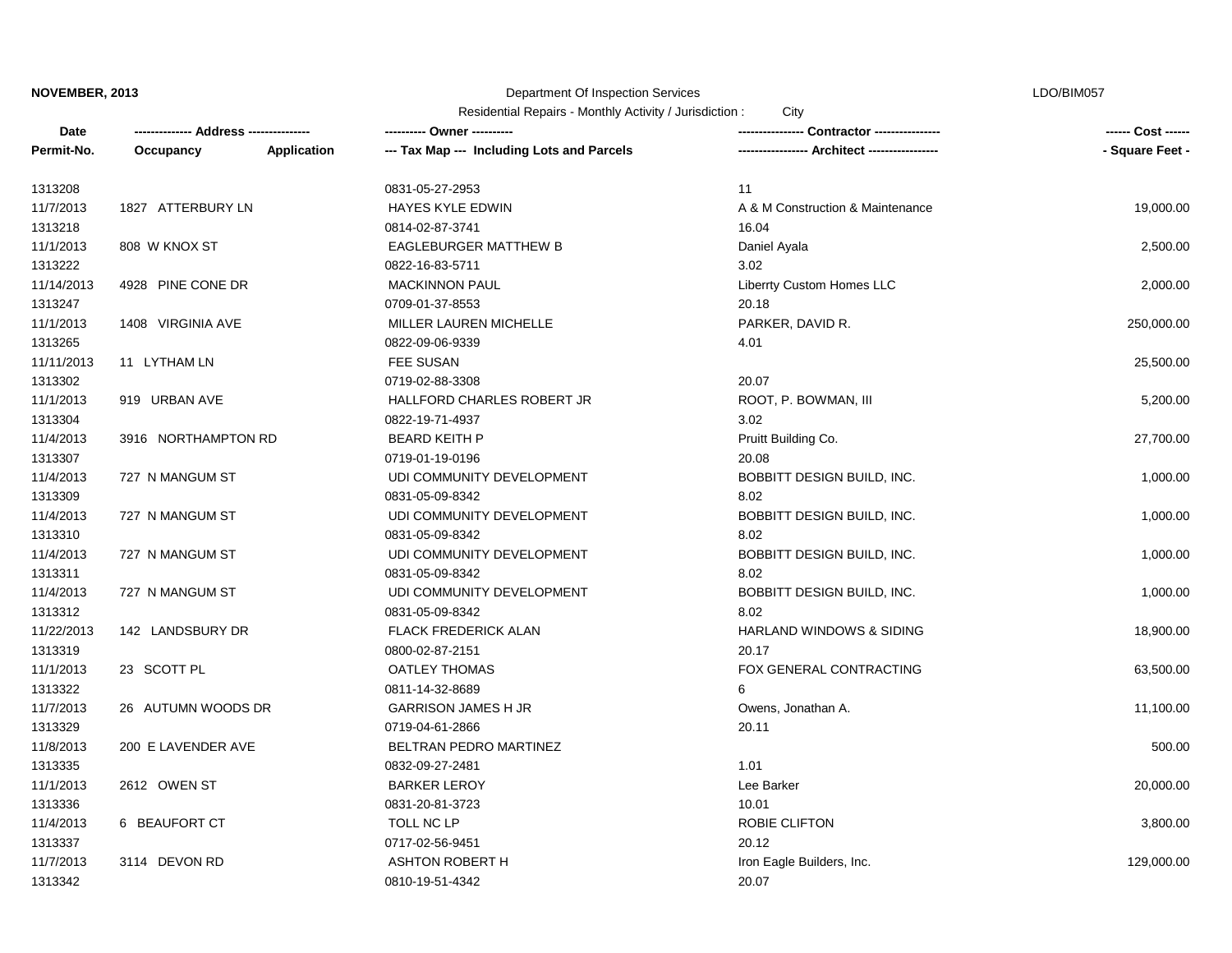**NOVEMBER, 2013** — Department Of Inspection Services — LDO/BIM057

Residential Repairs - Monthly Activity / Jurisdiction : City

| Date | ------------- Address -------------- | | ---------- Owner ---------- | --------------- Contractor --------------- | ------ Cost ------ |
|---|---|---|---|---|---|
| Permit-No. | Occupancy | Application | --- Tax Map --- Including Lots and Parcels | ---------------- Architect ---------------- | - Square Feet - |
| 1313208 | | | 0831-05-27-2953 | 11 | |
| 11/7/2013 | 1827 ATTERBURY LN | | HAYES KYLE EDWIN | A & M Construction & Maintenance | 19,000.00 |
| 1313218 | | | 0814-02-87-3741 | 16.04 | |
| 11/1/2013 | 808 W KNOX ST | | EAGLEBURGER MATTHEW B | Daniel Ayala | 2,500.00 |
| 1313222 | | | 0822-16-83-5711 | 3.02 | |
| 11/14/2013 | 4928 PINE CONE DR | | MACKINNON PAUL | Liberrty Custom Homes LLC | 2,000.00 |
| 1313247 | | | 0709-01-37-8553 | 20.18 | |
| 11/1/2013 | 1408 VIRGINIA AVE | | MILLER LAUREN MICHELLE | PARKER, DAVID R. | 250,000.00 |
| 1313265 | | | 0822-09-06-9339 | 4.01 | |
| 11/11/2013 | 11 LYTHAM LN | | FEE SUSAN | | 25,500.00 |
| 1313302 | | | 0719-02-88-3308 | 20.07 | |
| 11/1/2013 | 919 URBAN AVE | | HALLFORD CHARLES ROBERT JR | ROOT, P. BOWMAN, III | 5,200.00 |
| 1313304 | | | 0822-19-71-4937 | 3.02 | |
| 11/4/2013 | 3916 NORTHAMPTON RD | | BEARD KEITH P | Pruitt Building Co. | 27,700.00 |
| 1313307 | | | 0719-01-19-0196 | 20.08 | |
| 11/4/2013 | 727 N MANGUM ST | | UDI COMMUNITY DEVELOPMENT | BOBBITT DESIGN BUILD, INC. | 1,000.00 |
| 1313309 | | | 0831-05-09-8342 | 8.02 | |
| 11/4/2013 | 727 N MANGUM ST | | UDI COMMUNITY DEVELOPMENT | BOBBITT DESIGN BUILD, INC. | 1,000.00 |
| 1313310 | | | 0831-05-09-8342 | 8.02 | |
| 11/4/2013 | 727 N MANGUM ST | | UDI COMMUNITY DEVELOPMENT | BOBBITT DESIGN BUILD, INC. | 1,000.00 |
| 1313311 | | | 0831-05-09-8342 | 8.02 | |
| 11/4/2013 | 727 N MANGUM ST | | UDI COMMUNITY DEVELOPMENT | BOBBITT DESIGN BUILD, INC. | 1,000.00 |
| 1313312 | | | 0831-05-09-8342 | 8.02 | |
| 11/22/2013 | 142 LANDSBURY DR | | FLACK FREDERICK ALAN | HARLAND WINDOWS & SIDING | 18,900.00 |
| 1313319 | | | 0800-02-87-2151 | 20.17 | |
| 11/1/2013 | 23 SCOTT PL | | OATLEY THOMAS | FOX GENERAL CONTRACTING | 63,500.00 |
| 1313322 | | | 0811-14-32-8689 | 6 | |
| 11/7/2013 | 26 AUTUMN WOODS DR | | GARRISON JAMES H JR | Owens, Jonathan A. | 11,100.00 |
| 1313329 | | | 0719-04-61-2866 | 20.11 | |
| 11/8/2013 | 200 E LAVENDER AVE | | BELTRAN PEDRO MARTINEZ | | 500.00 |
| 1313335 | | | 0832-09-27-2481 | 1.01 | |
| 11/1/2013 | 2612 OWEN ST | | BARKER LEROY | Lee Barker | 20,000.00 |
| 1313336 | | | 0831-20-81-3723 | 10.01 | |
| 11/4/2013 | 6 BEAUFORT CT | | TOLL NC LP | ROBIE CLIFTON | 3,800.00 |
| 1313337 | | | 0717-02-56-9451 | 20.12 | |
| 11/7/2013 | 3114 DEVON RD | | ASHTON ROBERT H | Iron Eagle Builders, Inc. | 129,000.00 |
| 1313342 | | | 0810-19-51-4342 | 20.07 | |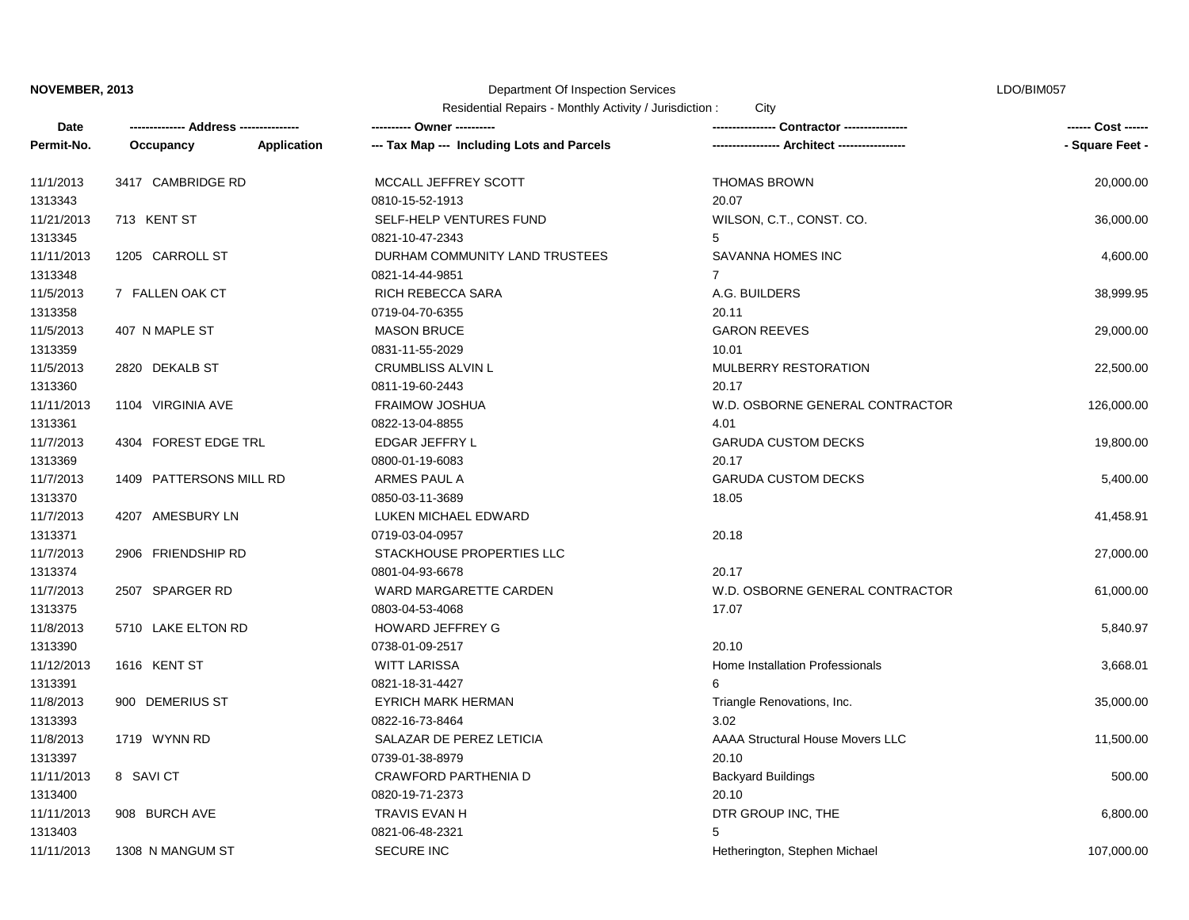**NOVEMBER, 2013** Department Of Inspection Services LDO/BIM057

Residential Repairs - Monthly Activity / Jurisdiction : City

| Date<br>Permit-No. | ------------- Address --------------<br>Occupancy Application | ---------- Owner ----------<br>--- Tax Map --- Including Lots and Parcels | --------------- Contractor ---------------<br>---------------- Architect ---------------- | ------ Cost ------<br>- Square Feet - |
|---|---|---|---|---|
| 11/1/2013<br>1313343 | 3417 CAMBRIDGE RD | MCCALL JEFFREY SCOTT<br>0810-15-52-1913 | THOMAS BROWN<br>20.07 | 20,000.00 |
| 11/21/2013<br>1313345 | 713 KENT ST | SELF-HELP VENTURES FUND<br>0821-10-47-2343 | WILSON, C.T., CONST. CO.<br>5 | 36,000.00 |
| 11/11/2013<br>1313348 | 1205 CARROLL ST | DURHAM COMMUNITY LAND TRUSTEES<br>0821-14-44-9851 | SAVANNA HOMES INC<br>7 | 4,600.00 |
| 11/5/2013<br>1313358 | 7 FALLEN OAK CT | RICH REBECCA SARA<br>0719-04-70-6355 | A.G. BUILDERS<br>20.11 | 38,999.95 |
| 11/5/2013<br>1313359 | 407 N MAPLE ST | MASON BRUCE<br>0831-11-55-2029 | GARON REEVES<br>10.01 | 29,000.00 |
| 11/5/2013<br>1313360 | 2820 DEKALB ST | CRUMBLISS ALVIN L<br>0811-19-60-2443 | MULBERRY RESTORATION<br>20.17 | 22,500.00 |
| 11/11/2013<br>1313361 | 1104 VIRGINIA AVE | FRAIMOW JOSHUA<br>0822-13-04-8855 | W.D. OSBORNE GENERAL CONTRACTOR<br>4.01 | 126,000.00 |
| 11/7/2013<br>1313369 | 4304 FOREST EDGE TRL | EDGAR JEFFRY L<br>0800-01-19-6083 | GARUDA CUSTOM DECKS<br>20.17 | 19,800.00 |
| 11/7/2013<br>1313370 | 1409 PATTERSONS MILL RD | ARMES PAUL A<br>0850-03-11-3689 | GARUDA CUSTOM DECKS<br>18.05 | 5,400.00 |
| 11/7/2013<br>1313371 | 4207 AMESBURY LN | LUKEN MICHAEL EDWARD<br>0719-03-04-0957 | <br>20.18 | 41,458.91 |
| 11/7/2013<br>1313374 | 2906 FRIENDSHIP RD | STACKHOUSE PROPERTIES LLC<br>0801-04-93-6678 | <br>20.17 | 27,000.00 |
| 11/7/2013<br>1313375 | 2507 SPARGER RD | WARD MARGARETTE CARDEN<br>0803-04-53-4068 | W.D. OSBORNE GENERAL CONTRACTOR<br>17.07 | 61,000.00 |
| 11/8/2013<br>1313390 | 5710 LAKE ELTON RD | HOWARD JEFFREY G<br>0738-01-09-2517 | <br>20.10 | 5,840.97 |
| 11/12/2013<br>1313391 | 1616 KENT ST | WITT LARISSA<br>0821-18-31-4427 | Home Installation Professionals<br>6 | 3,668.01 |
| 11/8/2013<br>1313393 | 900 DEMERIUS ST | EYRICH MARK HERMAN<br>0822-16-73-8464 | Triangle Renovations, Inc.<br>3.02 | 35,000.00 |
| 11/8/2013<br>1313397 | 1719 WYNN RD | SALAZAR DE PEREZ LETICIA<br>0739-01-38-8979 | AAAA Structural House Movers LLC<br>20.10 | 11,500.00 |
| 11/11/2013<br>1313400 | 8 SAVI CT | CRAWFORD PARTHENIA D<br>0820-19-71-2373 | Backyard Buildings<br>20.10 | 500.00 |
| 11/11/2013<br>1313403 | 908 BURCH AVE | TRAVIS EVAN H<br>0821-06-48-2321 | DTR GROUP INC, THE<br>5 | 6,800.00 |
| 11/11/2013 | 1308 N MANGUM ST | SECURE INC | Hetherington, Stephen Michael | 107,000.00 |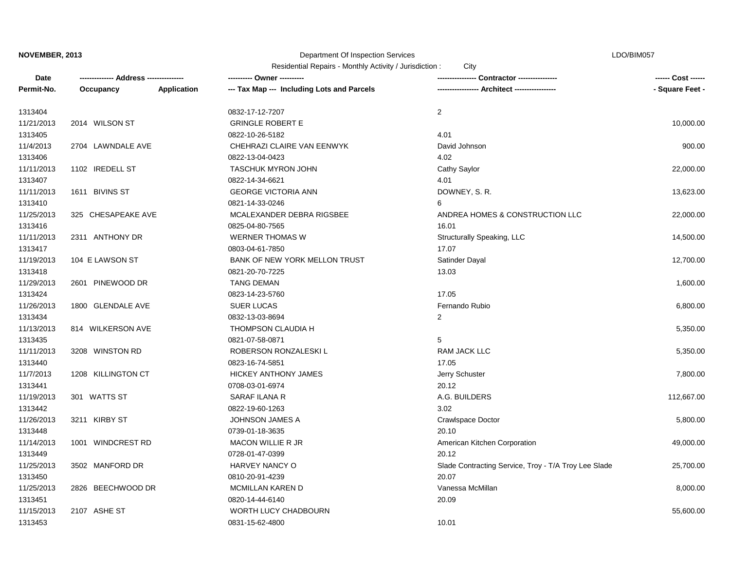**NOVEMBER, 2013** Department Of Inspection Services LDO/BIM057

Residential Repairs - Monthly Activity / Jurisdiction : City

| Date<br>Permit-No. | ------------- Address --------------<br>Occupancy | Application | ---------- Owner ----------<br>--- Tax Map --- Including Lots and Parcels | --------------- Contractor ---------------<br>---------------- Architect ---------------- | ------ Cost ------<br>- Square Feet - |
|---|---|---|---|---|---|
| 1313404 | | | 0832-17-12-7207 | 2 | |
| 11/21/2013 | 2014 WILSON ST | | GRINGLE ROBERT E | | 10,000.00 |
| 1313405 | | | 0822-10-26-5182 | 4.01 | |
| 11/4/2013 | 2704 LAWNDALE AVE | | CHEHRAZI CLAIRE VAN EENWYK | David Johnson | 900.00 |
| 1313406 | | | 0822-13-04-0423 | 4.02 | |
| 11/11/2013 | 1102 IREDELL ST | | TASCHUK MYRON JOHN | Cathy Saylor | 22,000.00 |
| 1313407 | | | 0822-14-34-6621 | 4.01 | |
| 11/11/2013 | 1611 BIVINS ST | | GEORGE VICTORIA ANN | DOWNEY, S. R. | 13,623.00 |
| 1313410 | | | 0821-14-33-0246 | 6 | |
| 11/25/2013 | 325 CHESAPEAKE AVE | | MCALEXANDER DEBRA RIGSBEE | ANDREA HOMES & CONSTRUCTION LLC | 22,000.00 |
| 1313416 | | | 0825-04-80-7565 | 16.01 | |
| 11/11/2013 | 2311 ANTHONY DR | | WERNER THOMAS W | Structurally Speaking, LLC | 14,500.00 |
| 1313417 | | | 0803-04-61-7850 | 17.07 | |
| 11/19/2013 | 104 E LAWSON ST | | BANK OF NEW YORK MELLON TRUST | Satinder Dayal | 12,700.00 |
| 1313418 | | | 0821-20-70-7225 | 13.03 | |
| 11/29/2013 | 2601 PINEWOOD DR | | TANG DEMAN | | 1,600.00 |
| 1313424 | | | 0823-14-23-5760 | 17.05 | |
| 11/26/2013 | 1800 GLENDALE AVE | | SUER LUCAS | Fernando Rubio | 6,800.00 |
| 1313434 | | | 0832-13-03-8694 | 2 | |
| 11/13/2013 | 814 WILKERSON AVE | | THOMPSON CLAUDIA H | | 5,350.00 |
| 1313435 | | | 0821-07-58-0871 | 5 | |
| 11/11/2013 | 3208 WINSTON RD | | ROBERSON RONZALESKI L | RAM JACK LLC | 5,350.00 |
| 1313440 | | | 0823-16-74-5851 | 17.05 | |
| 11/7/2013 | 1208 KILLINGTON CT | | HICKEY ANTHONY JAMES | Jerry Schuster | 7,800.00 |
| 1313441 | | | 0708-03-01-6974 | 20.12 | |
| 11/19/2013 | 301 WATTS ST | | SARAF ILANA R | A.G. BUILDERS | 112,667.00 |
| 1313442 | | | 0822-19-60-1263 | 3.02 | |
| 11/26/2013 | 3211 KIRBY ST | | JOHNSON JAMES A | Crawlspace Doctor | 5,800.00 |
| 1313448 | | | 0739-01-18-3635 | 20.10 | |
| 11/14/2013 | 1001 WINDCREST RD | | MACON WILLIE R JR | American Kitchen Corporation | 49,000.00 |
| 1313449 | | | 0728-01-47-0399 | 20.12 | |
| 11/25/2013 | 3502 MANFORD DR | | HARVEY NANCY O | Slade Contracting Service, Troy - T/A Troy Lee Slade | 25,700.00 |
| 1313450 | | | 0810-20-91-4239 | 20.07 | |
| 11/25/2013 | 2826 BEECHWOOD DR | | MCMILLAN KAREN D | Vanessa McMillan | 8,000.00 |
| 1313451 | | | 0820-14-44-6140 | 20.09 | |
| 11/15/2013 | 2107 ASHE ST | | WORTH LUCY CHADBOURN | | 55,600.00 |
| 1313453 | | | 0831-15-62-4800 | 10.01 | |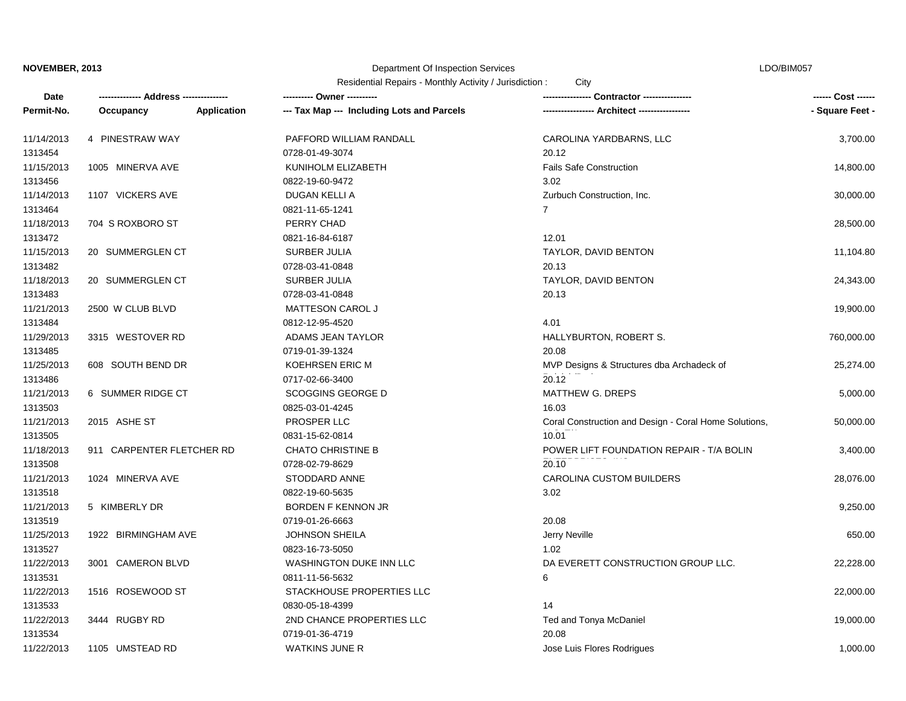**NOVEMBER, 2013** Department Of Inspection Services LDO/BIM057

Residential Repairs - Monthly Activity / Jurisdiction : City

| Date / Permit-No. | Address / Occupancy / Application | Owner / Tax Map --- Including Lots and Parcels | Contractor / Architect | Cost / Square Feet |
|---|---|---|---|---|
| 11/14/2013<br>1313454 | 4 PINESTRAW WAY | PAFFORD WILLIAM RANDALL<br>0728-01-49-3074 | CAROLINA YARDBARNS, LLC<br>20.12 | 3,700.00 |
| 11/15/2013<br>1313456 | 1005 MINERVA AVE | KUNIHOLM ELIZABETH<br>0822-19-60-9472 | Fails Safe Construction<br>3.02 | 14,800.00 |
| 11/14/2013<br>1313464 | 1107 VICKERS AVE | DUGAN KELLI A<br>0821-11-65-1241 | Zurbuch Construction, Inc.<br>7 | 30,000.00 |
| 11/18/2013<br>1313472 | 704 S ROXBORO ST | PERRY CHAD<br>0821-16-84-6187 | <br>12.01 | 28,500.00 |
| 11/15/2013<br>1313482 | 20 SUMMERGLEN CT | SURBER JULIA<br>0728-03-41-0848 | TAYLOR, DAVID BENTON<br>20.13 | 11,104.80 |
| 11/18/2013<br>1313483 | 20 SUMMERGLEN CT | SURBER JULIA<br>0728-03-41-0848 | TAYLOR, DAVID BENTON<br>20.13 | 24,343.00 |
| 11/21/2013<br>1313484 | 2500 W CLUB BLVD | MATTESON CAROL J<br>0812-12-95-4520 | <br>4.01 | 19,900.00 |
| 11/29/2013<br>1313485 | 3315 WESTOVER RD | ADAMS JEAN TAYLOR<br>0719-01-39-1324 | HALLYBURTON, ROBERT S.<br>20.08 | 760,000.00 |
| 11/25/2013<br>1313486 | 608 SOUTH BEND DR | KOEHRSEN ERIC M<br>0717-02-66-3400 | MVP Designs & Structures dba Archadeck of<br>20.12 | 25,274.00 |
| 11/21/2013<br>1313503 | 6 SUMMER RIDGE CT | SCOGGINS GEORGE D<br>0825-03-01-4245 | MATTHEW G. DREPS<br>16.03 | 5,000.00 |
| 11/21/2013<br>1313505 | 2015 ASHE ST | PROSPER LLC<br>0831-15-62-0814 | Coral Construction and Design - Coral Home Solutions,<br>10.01 | 50,000.00 |
| 11/18/2013<br>1313508 | 911 CARPENTER FLETCHER RD | CHATO CHRISTINE B<br>0728-02-79-8629 | POWER LIFT FOUNDATION REPAIR - T/A BOLIN<br>20.10 | 3,400.00 |
| 11/21/2013<br>1313518 | 1024 MINERVA AVE | STODDARD ANNE<br>0822-19-60-5635 | CAROLINA CUSTOM BUILDERS<br>3.02 | 28,076.00 |
| 11/21/2013<br>1313519 | 5 KIMBERLY DR | BORDEN F KENNON JR<br>0719-01-26-6663 | <br>20.08 | 9,250.00 |
| 11/25/2013<br>1313527 | 1922 BIRMINGHAM AVE | JOHNSON SHEILA<br>0823-16-73-5050 | Jerry Neville<br>1.02 | 650.00 |
| 11/22/2013<br>1313531 | 3001 CAMERON BLVD | WASHINGTON DUKE INN LLC<br>0811-11-56-5632 | DA EVERETT CONSTRUCTION GROUP LLC.<br>6 | 22,228.00 |
| 11/22/2013<br>1313533 | 1516 ROSEWOOD ST | STACKHOUSE PROPERTIES LLC<br>0830-05-18-4399 | <br>14 | 22,000.00 |
| 11/22/2013<br>1313534 | 3444 RUGBY RD | 2ND CHANCE PROPERTIES LLC<br>0719-01-36-4719 | Ted and Tonya McDaniel<br>20.08 | 19,000.00 |
| 11/22/2013 | 1105 UMSTEAD RD | WATKINS JUNE R | Jose Luis Flores Rodrigues | 1,000.00 |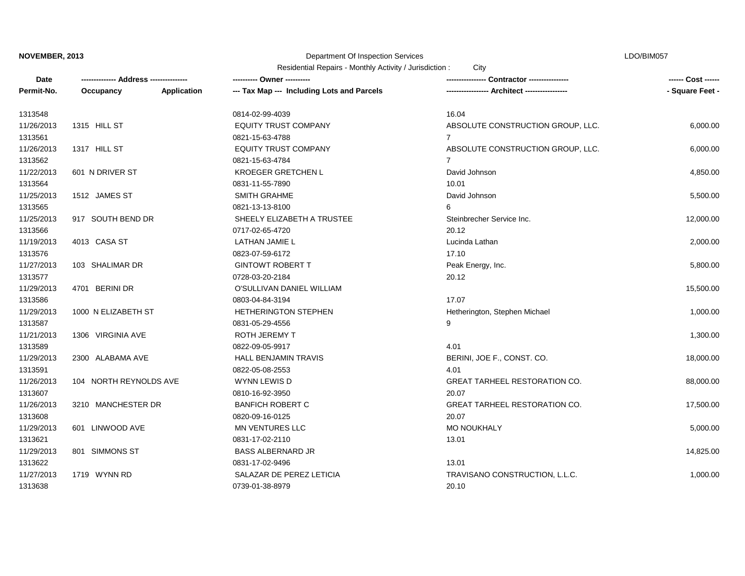**NOVEMBER, 2013** Department Of Inspection Services LDO/BIM057

Residential Repairs - Monthly Activity / Jurisdiction : City

| Date / Permit-No. | Address / Occupancy | Application | Owner / Tax Map --- Including Lots and Parcels | Contractor / Architect | Cost / Square Feet |
|---|---|---|---|---|---|
| 1313548 | | | 0814-02-99-4039 | 16.04 | |
| 11/26/2013 | 1315 HILL ST | | EQUITY TRUST COMPANY | ABSOLUTE CONSTRUCTION GROUP, LLC. | 6,000.00 |
| 1313561 | | | 0821-15-63-4788 | 7 | |
| 11/26/2013 | 1317 HILL ST | | EQUITY TRUST COMPANY | ABSOLUTE CONSTRUCTION GROUP, LLC. | 6,000.00 |
| 1313562 | | | 0821-15-63-4784 | 7 | |
| 11/22/2013 | 601 N DRIVER ST | | KROEGER GRETCHEN L | David Johnson | 4,850.00 |
| 1313564 | | | 0831-11-55-7890 | 10.01 | |
| 11/25/2013 | 1512 JAMES ST | | SMITH GRAHME | David Johnson | 5,500.00 |
| 1313565 | | | 0821-13-13-8100 | 6 | |
| 11/25/2013 | 917 SOUTH BEND DR | | SHEELY ELIZABETH A TRUSTEE | Steinbrecher Service Inc. | 12,000.00 |
| 1313566 | | | 0717-02-65-4720 | 20.12 | |
| 11/19/2013 | 4013 CASA ST | | LATHAN JAMIE L | Lucinda Lathan | 2,000.00 |
| 1313576 | | | 0823-07-59-6172 | 17.10 | |
| 11/27/2013 | 103 SHALIMAR DR | | GINTOWT ROBERT T | Peak Energy, Inc. | 5,800.00 |
| 1313577 | | | 0728-03-20-2184 | 20.12 | |
| 11/29/2013 | 4701 BERINI DR | | O'SULLIVAN DANIEL WILLIAM | | 15,500.00 |
| 1313586 | | | 0803-04-84-3194 | 17.07 | |
| 11/29/2013 | 1000 N ELIZABETH ST | | HETHERINGTON STEPHEN | Hetherington, Stephen Michael | 1,000.00 |
| 1313587 | | | 0831-05-29-4556 | 9 | |
| 11/21/2013 | 1306 VIRGINIA AVE | | ROTH JEREMY T | | 1,300.00 |
| 1313589 | | | 0822-09-05-9917 | 4.01 | |
| 11/29/2013 | 2300 ALABAMA AVE | | HALL BENJAMIN TRAVIS | BERINI, JOE F., CONST. CO. | 18,000.00 |
| 1313591 | | | 0822-05-08-2553 | 4.01 | |
| 11/26/2013 | 104 NORTH REYNOLDS AVE | | WYNN LEWIS D | GREAT TARHEEL RESTORATION CO. | 88,000.00 |
| 1313607 | | | 0810-16-92-3950 | 20.07 | |
| 11/26/2013 | 3210 MANCHESTER DR | | BANFICH ROBERT C | GREAT TARHEEL RESTORATION CO. | 17,500.00 |
| 1313608 | | | 0820-09-16-0125 | 20.07 | |
| 11/29/2013 | 601 LINWOOD AVE | | MN VENTURES LLC | MO NOUKHALY | 5,000.00 |
| 1313621 | | | 0831-17-02-2110 | 13.01 | |
| 11/29/2013 | 801 SIMMONS ST | | BASS ALBERNARD JR | | 14,825.00 |
| 1313622 | | | 0831-17-02-9496 | 13.01 | |
| 11/27/2013 | 1719 WYNN RD | | SALAZAR DE PEREZ LETICIA | TRAVISANO CONSTRUCTION, L.L.C. | 1,000.00 |
| 1313638 | | | 0739-01-38-8979 | 20.10 | |